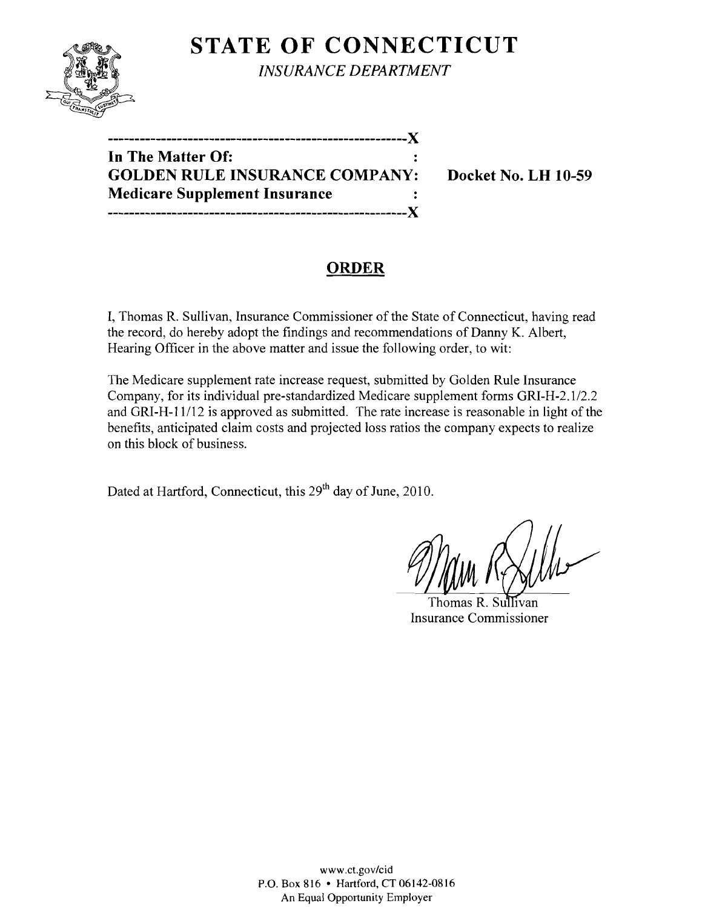# STATE OF CONNECTICUT

*INSURANCE DEPARTMENT*

---X

**In The Matter Of:** :
**GOLDEN RULE INSURANCE COMPANY:** **Docket No. LH 10-59**
**Medicare Supplement Insurance** :

---X

## ORDER

I, Thomas R. Sullivan, Insurance Commissioner of the State of Connecticut, having read the record, do hereby adopt the findings and recommendations of Danny K. Albert, Hearing Officer in the above matter and issue the following order, to wit:

The Medicare supplement rate increase request, submitted by Golden Rule Insurance Company, for its individual pre-standardized Medicare supplement forms GRI-H-2.1/2.2 and GRI-H-11/12 is approved as submitted. The rate increase is reasonable in light of the benefits, anticipated claim costs and projected loss ratios the company expects to realize on this block of business.

Dated at Hartford, Connecticut, this 29th day of June, 2010.

Thomas R. Sullivan
Insurance Commissioner

www.ct.gov/cid
P.O. Box 816 • Hartford, CT 06142-0816
An Equal Opportunity Employer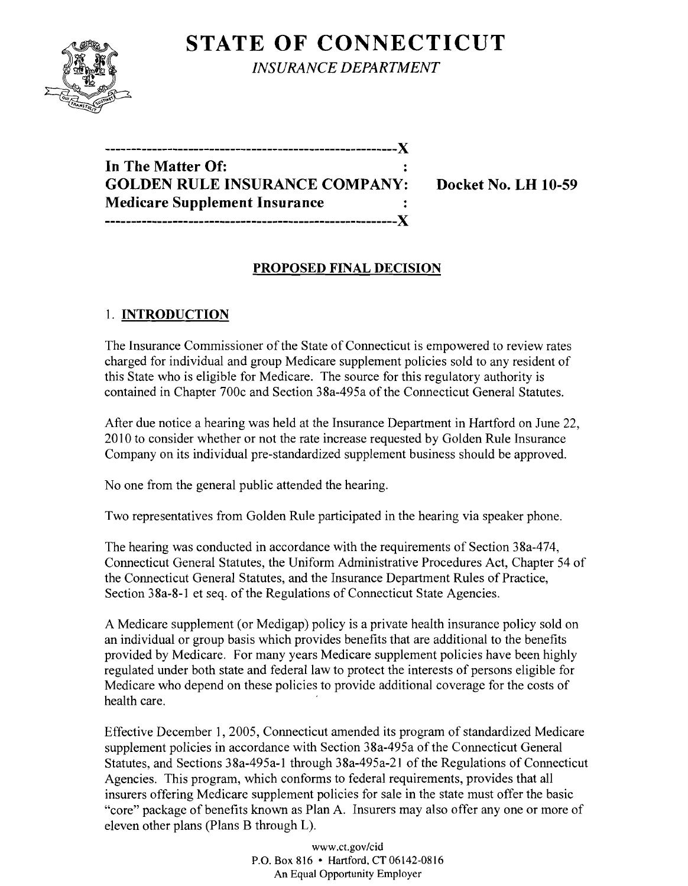**STATE OF CONNECTICUT**

*INSURANCE DEPARTMENT*

---------------------------------------------------------X
**In The Matter Of:** :
**GOLDEN RULE INSURANCE COMPANY:** **Docket No. LH 10-59**
**Medicare Supplement Insurance** :
---------------------------------------------------------X

## PROPOSED FINAL DECISION

### 1. INTRODUCTION

The Insurance Commissioner of the State of Connecticut is empowered to review rates charged for individual and group Medicare supplement policies sold to any resident of this State who is eligible for Medicare. The source for this regulatory authority is contained in Chapter 700c and Section 38a-495a of the Connecticut General Statutes.

After due notice a hearing was held at the Insurance Department in Hartford on June 22, 2010 to consider whether or not the rate increase requested by Golden Rule Insurance Company on its individual pre-standardized supplement business should be approved.

No one from the general public attended the hearing.

Two representatives from Golden Rule participated in the hearing via speaker phone.

The hearing was conducted in accordance with the requirements of Section 38a-474, Connecticut General Statutes, the Uniform Administrative Procedures Act, Chapter 54 of the Connecticut General Statutes, and the Insurance Department Rules of Practice, Section 38a-8-1 et seq. of the Regulations of Connecticut State Agencies.

A Medicare supplement (or Medigap) policy is a private health insurance policy sold on an individual or group basis which provides benefits that are additional to the benefits provided by Medicare. For many years Medicare supplement policies have been highly regulated under both state and federal law to protect the interests of persons eligible for Medicare who depend on these policies to provide additional coverage for the costs of health care.

Effective December 1, 2005, Connecticut amended its program of standardized Medicare supplement policies in accordance with Section 38a-495a of the Connecticut General Statutes, and Sections 38a-495a-1 through 38a-495a-21 of the Regulations of Connecticut Agencies. This program, which conforms to federal requirements, provides that all insurers offering Medicare supplement policies for sale in the state must offer the basic "core" package of benefits known as Plan A. Insurers may also offer any one or more of eleven other plans (Plans B through L).

www.ct.gov/cid
P.O. Box 816 • Hartford, CT 06142-0816
An Equal Opportunity Employer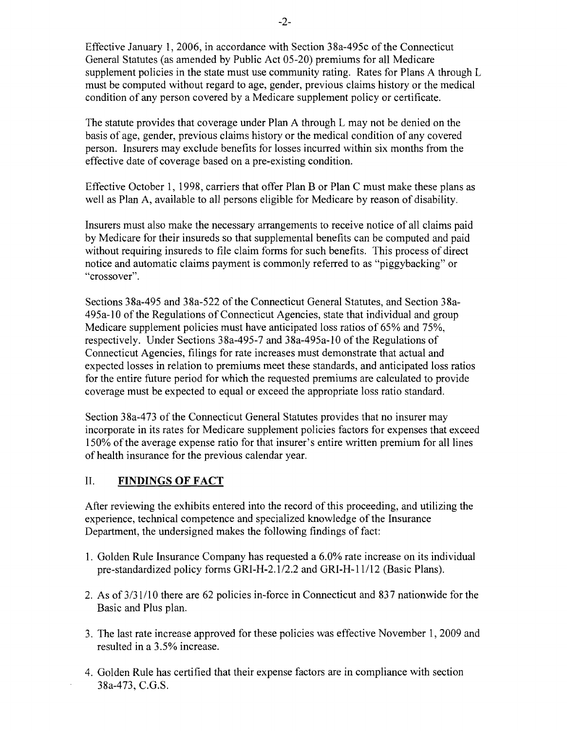Effective January 1, 2006, in accordance with Section 38a-495c of the Connecticut General Statutes (as amended by Public Act 05-20) premiums for all Medicare supplement policies in the state must use community rating. Rates for Plans A through L must be computed without regard to age, gender, previous claims history or the medical condition of any person covered by a Medicare supplement policy or certificate.

The statute provides that coverage under Plan A through L may not be denied on the basis of age, gender, previous claims history or the medical condition of any covered person. Insurers may exclude benefits for losses incurred within six months from the effective date of coverage based on a pre-existing condition.

Effective October 1, 1998, carriers that offer Plan B or Plan C must make these plans as well as Plan A, available to all persons eligible for Medicare by reason of disability.

Insurers must also make the necessary arrangements to receive notice of all claims paid by Medicare for their insureds so that supplemental benefits can be computed and paid without requiring insureds to file claim forms for such benefits. This process of direct notice and automatic claims payment is commonly referred to as "piggybacking" or "crossover".

Sections 38a-495 and 38a-522 of the Connecticut General Statutes, and Section 38a-495a-10 of the Regulations of Connecticut Agencies, state that individual and group Medicare supplement policies must have anticipated loss ratios of 65% and 75%, respectively. Under Sections 38a-495-7 and 38a-495a-10 of the Regulations of Connecticut Agencies, filings for rate increases must demonstrate that actual and expected losses in relation to premiums meet these standards, and anticipated loss ratios for the entire future period for which the requested premiums are calculated to provide coverage must be expected to equal or exceed the appropriate loss ratio standard.

Section 38a-473 of the Connecticut General Statutes provides that no insurer may incorporate in its rates for Medicare supplement policies factors for expenses that exceed 150% of the average expense ratio for that insurer's entire written premium for all lines of health insurance for the previous calendar year.

## II. FINDINGS OF FACT

After reviewing the exhibits entered into the record of this proceeding, and utilizing the experience, technical competence and specialized knowledge of the Insurance Department, the undersigned makes the following findings of fact:

1. Golden Rule Insurance Company has requested a 6.0% rate increase on its individual pre-standardized policy forms GRI-H-2.1/2.2 and GRI-H-11/12 (Basic Plans).
2. As of 3/31/10 there are 62 policies in-force in Connecticut and 837 nationwide for the Basic and Plus plan.
3. The last rate increase approved for these policies was effective November 1, 2009 and resulted in a 3.5% increase.
4. Golden Rule has certified that their expense factors are in compliance with section 38a-473, C.G.S.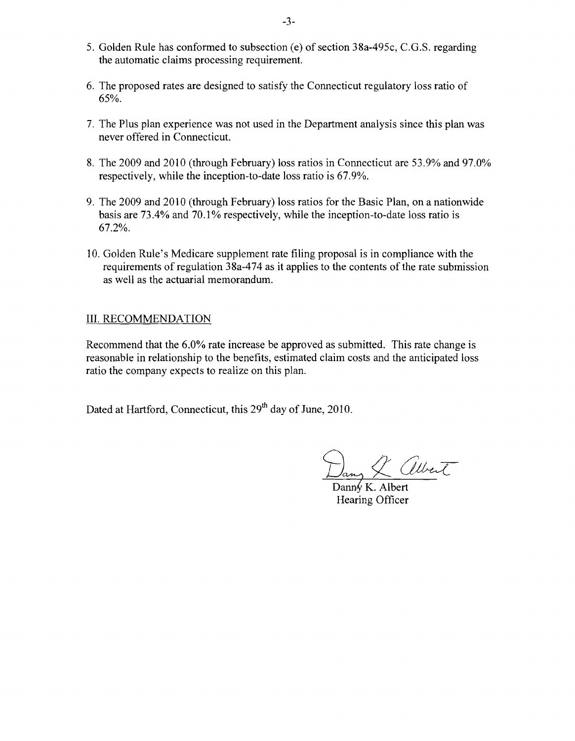5. Golden Rule has conformed to subsection (e) of section 38a-495c, C.G.S. regarding the automatic claims processing requirement.

6. The proposed rates are designed to satisfy the Connecticut regulatory loss ratio of 65%.

7. The Plus plan experience was not used in the Department analysis since this plan was never offered in Connecticut.

8. The 2009 and 2010 (through February) loss ratios in Connecticut are 53.9% and 97.0% respectively, while the inception-to-date loss ratio is 67.9%.

9. The 2009 and 2010 (through February) loss ratios for the Basic Plan, on a nationwide basis are 73.4% and 70.1% respectively, while the inception-to-date loss ratio is 67.2%.

10. Golden Rule's Medicare supplement rate filing proposal is in compliance with the requirements of regulation 38a-474 as it applies to the contents of the rate submission as well as the actuarial memorandum.

## III. RECOMMENDATION

Recommend that the 6.0% rate increase be approved as submitted. This rate change is reasonable in relationship to the benefits, estimated claim costs and the anticipated loss ratio the company expects to realize on this plan.

Dated at Hartford, Connecticut, this 29th day of June, 2010.

Danny K. Albert
Hearing Officer